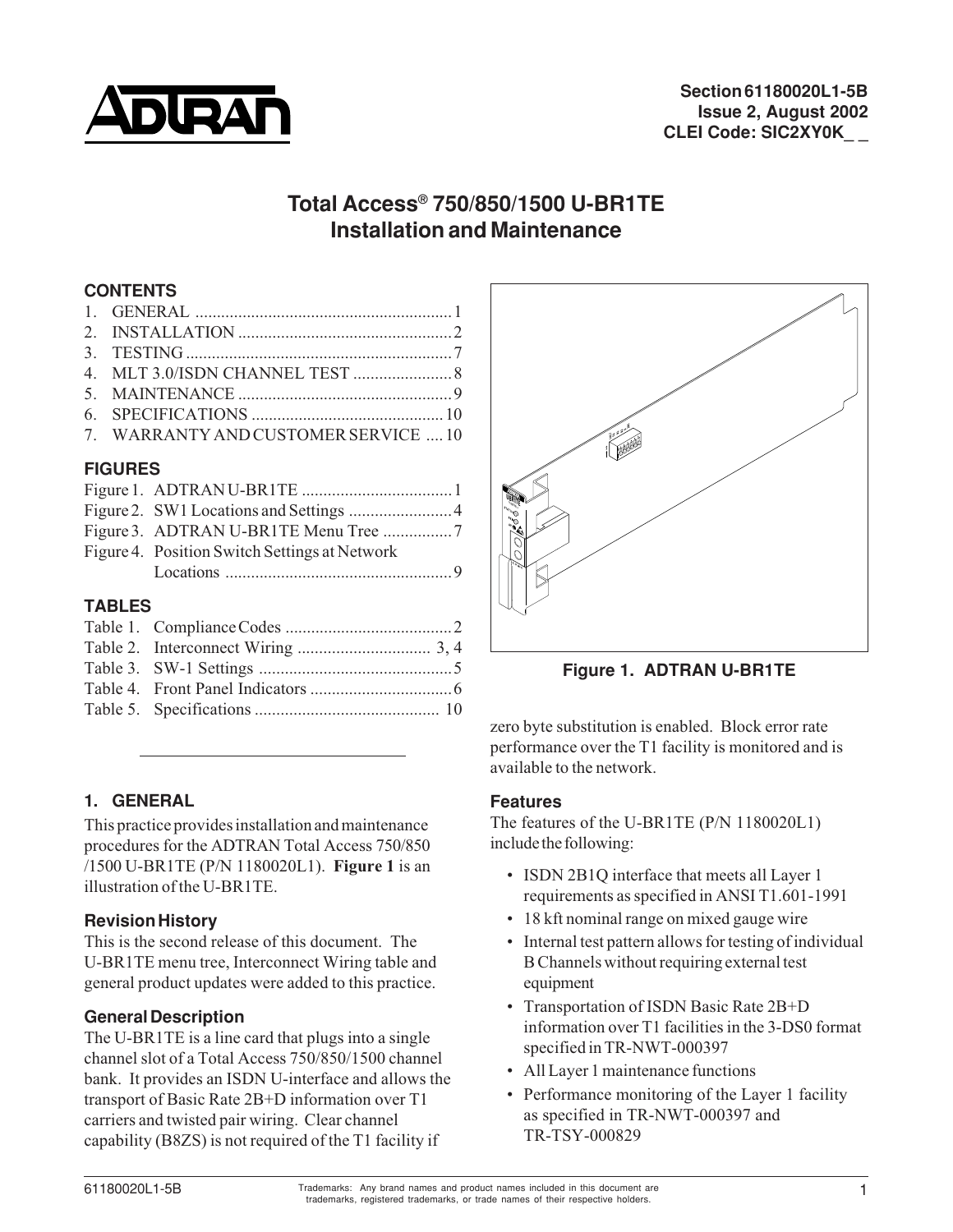Section 61180020L1-5B
Issue 2, August 2002
CLEI Code: SIC2XY0K_ _

# Total Access® 750/850/1500 U-BR1TE Installation and Maintenance

## CONTENTS

1. GENERAL ............................................................ 1
2. INSTALLATION .................................................. 2
3. TESTING .............................................................. 7
4. MLT 3.0/ISDN CHANNEL TEST ....................... 8
5. MAINTENANCE .................................................. 9
6. SPECIFICATIONS ............................................. 10
7. WARRANTY AND CUSTOMER SERVICE .... 10

## FIGURES

Figure 1. ADTRAN U-BR1TE ................................... 1
Figure 2. SW1 Locations and Settings ........................ 4
Figure 3. ADTRAN U-BR1TE Menu Tree ................ 7
Figure 4. Position Switch Settings at Network Locations ..................................................... 9

## TABLES

Table 1. Compliance Codes ....................................... 2
Table 2. Interconnect Wiring ............................... 3, 4
Table 3. SW-1 Settings ............................................. 5
Table 4. Front Panel Indicators ................................. 6
Table 5. Specifications ........................................... 10

Figure 1. ADTRAN U-BR1TE

## 1. GENERAL

This practice provides installation and maintenance procedures for the ADTRAN Total Access 750/850 /1500 U-BR1TE (P/N 1180020L1). **Figure 1** is an illustration of the U-BR1TE.

### Revision History

This is the second release of this document. The U-BR1TE menu tree, Interconnect Wiring table and general product updates were added to this practice.

### General Description

The U-BR1TE is a line card that plugs into a single channel slot of a Total Access 750/850/1500 channel bank. It provides an ISDN U-interface and allows the transport of Basic Rate 2B+D information over T1 carriers and twisted pair wiring. Clear channel capability (B8ZS) is not required of the T1 facility if zero byte substitution is enabled. Block error rate performance over the T1 facility is monitored and is available to the network.

### Features

The features of the U-BR1TE (P/N 1180020L1) include the following:

- ISDN 2B1Q interface that meets all Layer 1 requirements as specified in ANSI T1.601-1991
- 18 kft nominal range on mixed gauge wire
- Internal test pattern allows for testing of individual B Channels without requiring external test equipment
- Transportation of ISDN Basic Rate 2B+D information over T1 facilities in the 3-DS0 format specified in TR-NWT-000397
- All Layer 1 maintenance functions
- Performance monitoring of the Layer 1 facility as specified in TR-NWT-000397 and TR-TSY-000829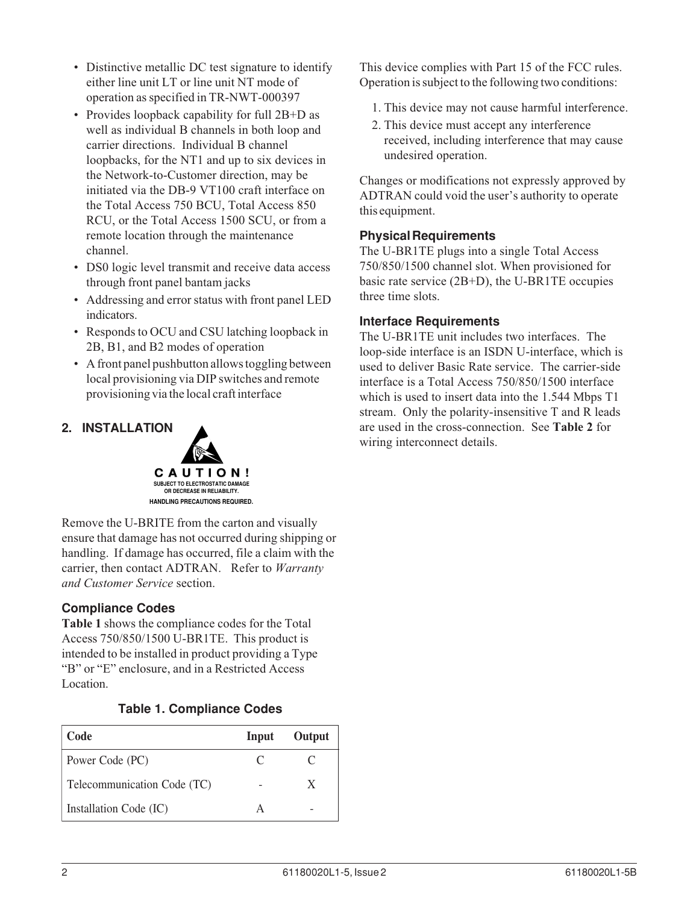- Distinctive metallic DC test signature to identify either line unit LT or line unit NT mode of operation as specified in TR-NWT-000397
- Provides loopback capability for full 2B+D as well as individual B channels in both loop and carrier directions. Individual B channel loopbacks, for the NT1 and up to six devices in the Network-to-Customer direction, may be initiated via the DB-9 VT100 craft interface on the Total Access 750 BCU, Total Access 850 RCU, or the Total Access 1500 SCU, or from a remote location through the maintenance channel.
- DS0 logic level transmit and receive data access through front panel bantam jacks
- Addressing and error status with front panel LED indicators.
- Responds to OCU and CSU latching loopback in 2B, B1, and B2 modes of operation
- A front panel pushbutton allows toggling between local provisioning via DIP switches and remote provisioning via the local craft interface

## 2. INSTALLATION

**CAUTION!**
SUBJECT TO ELECTROSTATIC DAMAGE OR DECREASE IN RELIABILITY.
HANDLING PRECAUTIONS REQUIRED.

Remove the U-BRITE from the carton and visually ensure that damage has not occurred during shipping or handling. If damage has occurred, file a claim with the carrier, then contact ADTRAN. Refer to *Warranty and Customer Service* section.

### Compliance Codes

**Table 1** shows the compliance codes for the Total Access 750/850/1500 U-BR1TE. This product is intended to be installed in product providing a Type "B" or "E" enclosure, and in a Restricted Access Location.

**Table 1. Compliance Codes**

| Code | Input | Output |
|---|---|---|
| Power Code (PC) | C | C |
| Telecommunication Code (TC) | - | X |
| Installation Code (IC) | A | - |

This device complies with Part 15 of the FCC rules. Operation is subject to the following two conditions:

1. This device may not cause harmful interference.
2. This device must accept any interference received, including interference that may cause undesired operation.

Changes or modifications not expressly approved by ADTRAN could void the user's authority to operate this equipment.

### Physical Requirements

The U-BR1TE plugs into a single Total Access 750/850/1500 channel slot. When provisioned for basic rate service (2B+D), the U-BR1TE occupies three time slots.

### Interface Requirements

The U-BR1TE unit includes two interfaces. The loop-side interface is an ISDN U-interface, which is used to deliver Basic Rate service. The carrier-side interface is a Total Access 750/850/1500 interface which is used to insert data into the 1.544 Mbps T1 stream. Only the polarity-insensitive T and R leads are used in the cross-connection. See **Table 2** for wiring interconnect details.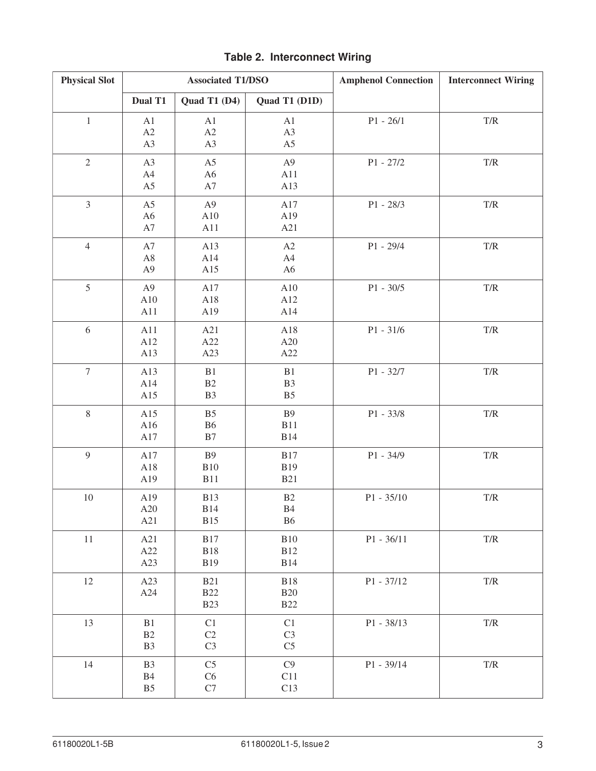**Table 2. Interconnect Wiring**

| Physical Slot | Associated T1/DSO | | | Amphenol Connection | Interconnect Wiring |
|---|---|---|---|---|---|
| | Dual T1 | Quad T1 (D4) | Quad T1 (D1D) | | |
| 1 | A1<br>A2<br>A3 | A1<br>A2<br>A3 | A1<br>A3<br>A5 | P1 - 26/1 | T/R |
| 2 | A3<br>A4<br>A5 | A5<br>A6<br>A7 | A9<br>A11<br>A13 | P1 - 27/2 | T/R |
| 3 | A5<br>A6<br>A7 | A9<br>A10<br>A11 | A17<br>A19<br>A21 | P1 - 28/3 | T/R |
| 4 | A7<br>A8<br>A9 | A13<br>A14<br>A15 | A2<br>A4<br>A6 | P1 - 29/4 | T/R |
| 5 | A9<br>A10<br>A11 | A17<br>A18<br>A19 | A10<br>A12<br>A14 | P1 - 30/5 | T/R |
| 6 | A11<br>A12<br>A13 | A21<br>A22<br>A23 | A18<br>A20<br>A22 | P1 - 31/6 | T/R |
| 7 | A13<br>A14<br>A15 | B1<br>B2<br>B3 | B1<br>B3<br>B5 | P1 - 32/7 | T/R |
| 8 | A15<br>A16<br>A17 | B5<br>B6<br>B7 | B9<br>B11<br>B14 | P1 - 33/8 | T/R |
| 9 | A17<br>A18<br>A19 | B9<br>B10<br>B11 | B17<br>B19<br>B21 | P1 - 34/9 | T/R |
| 10 | A19<br>A20<br>A21 | B13<br>B14<br>B15 | B2<br>B4<br>B6 | P1 - 35/10 | T/R |
| 11 | A21<br>A22<br>A23 | B17<br>B18<br>B19 | B10<br>B12<br>B14 | P1 - 36/11 | T/R |
| 12 | A23<br>A24 | B21<br>B22<br>B23 | B18<br>B20<br>B22 | P1 - 37/12 | T/R |
| 13 | B1<br>B2<br>B3 | C1<br>C2<br>C3 | C1<br>C3<br>C5 | P1 - 38/13 | T/R |
| 14 | B3<br>B4<br>B5 | C5<br>C6<br>C7 | C9<br>C11<br>C13 | P1 - 39/14 | T/R |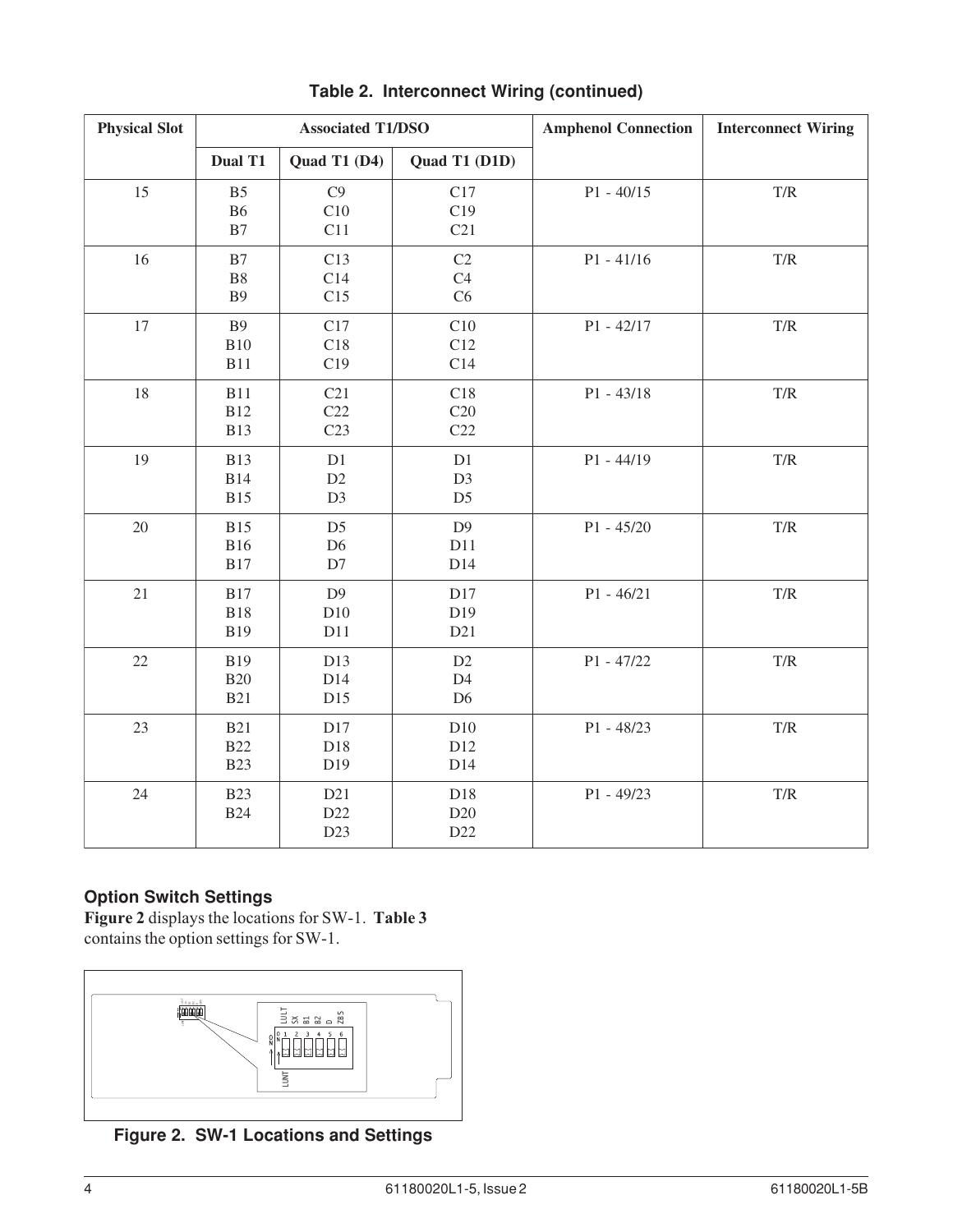**Table 2. Interconnect Wiring (continued)**

| Physical Slot | Associated T1/DSO | | | Amphenol Connection | Interconnect Wiring |
|---|---|---|---|---|---|
| | Dual T1 | Quad T1 (D4) | Quad T1 (D1D) | | |
| 15 | B5<br>B6<br>B7 | C9<br>C10<br>C11 | C17<br>C19<br>C21 | P1 - 40/15 | T/R |
| 16 | B7<br>B8<br>B9 | C13<br>C14<br>C15 | C2<br>C4<br>C6 | P1 - 41/16 | T/R |
| 17 | B9<br>B10<br>B11 | C17<br>C18<br>C19 | C10<br>C12<br>C14 | P1 - 42/17 | T/R |
| 18 | B11<br>B12<br>B13 | C21<br>C22<br>C23 | C18<br>C20<br>C22 | P1 - 43/18 | T/R |
| 19 | B13<br>B14<br>B15 | D1<br>D2<br>D3 | D1<br>D3<br>D5 | P1 - 44/19 | T/R |
| 20 | B15<br>B16<br>B17 | D5<br>D6<br>D7 | D9<br>D11<br>D14 | P1 - 45/20 | T/R |
| 21 | B17<br>B18<br>B19 | D9<br>D10<br>D11 | D17<br>D19<br>D21 | P1 - 46/21 | T/R |
| 22 | B19<br>B20<br>B21 | D13<br>D14<br>D15 | D2<br>D4<br>D6 | P1 - 47/22 | T/R |
| 23 | B21<br>B22<br>B23 | D17<br>D18<br>D19 | D10<br>D12<br>D14 | P1 - 48/23 | T/R |
| 24 | B23<br>B24 | D21<br>D22<br>D23 | D18<br>D20<br>D22 | P1 - 49/23 | T/R |

### Option Switch Settings

**Figure 2** displays the locations for SW-1. **Table 3** contains the option settings for SW-1.

**Figure 2. SW-1 Locations and Settings**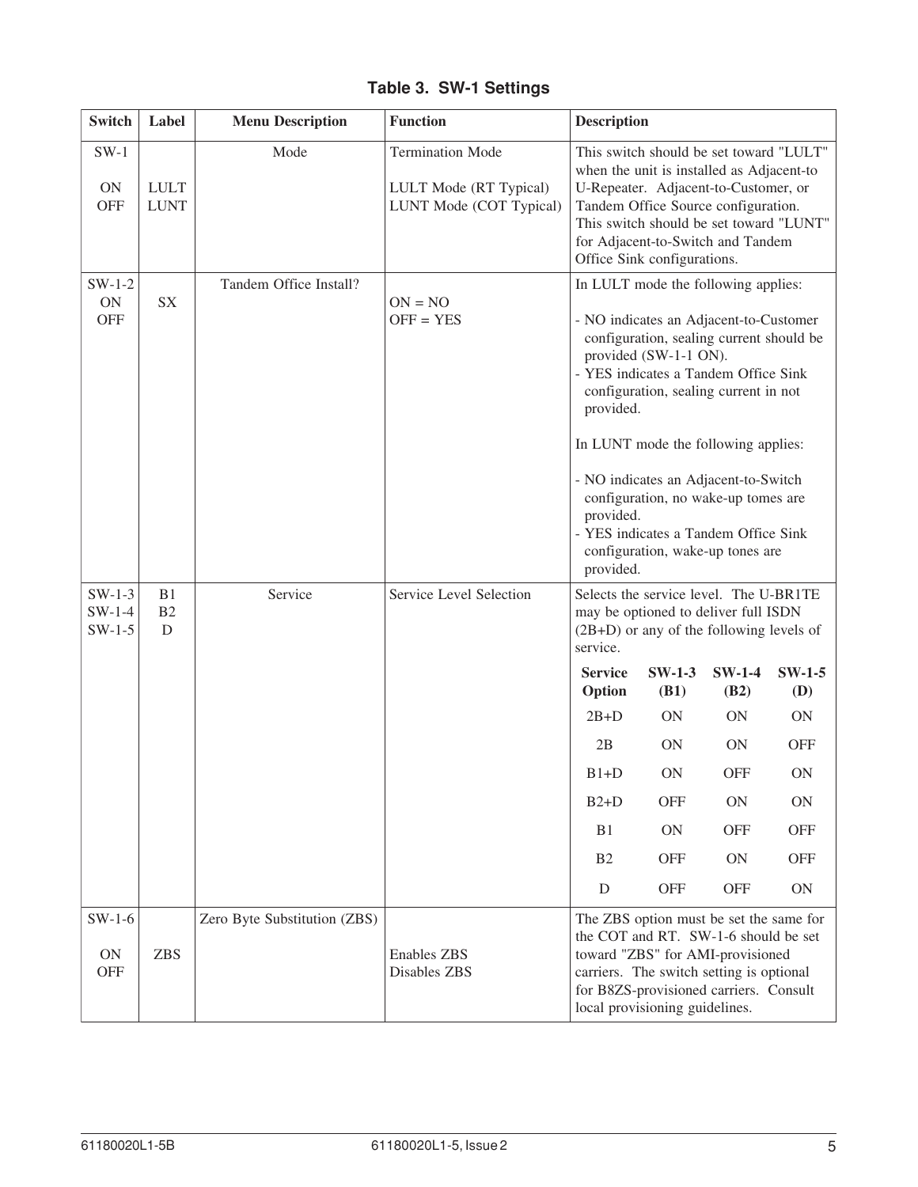**Table 3. SW-1 Settings**

| Switch | Label | Menu Description | Function | Description |
|---|---|---|---|---|
| SW-1<br><br>ON<br>OFF | <br><br>LULT<br>LUNT | Mode | Termination Mode<br><br>LULT Mode (RT Typical)<br>LUNT Mode (COT Typical) | This switch should be set toward "LULT" when the unit is installed as Adjacent-to U-Repeater. Adjacent-to-Customer, or Tandem Office Source configuration. This switch should be set toward "LUNT" for Adjacent-to-Switch and Tandem Office Sink configurations. |
| SW-1-2<br>ON<br>OFF | <br>SX | Tandem Office Install? | <br>ON = NO<br>OFF = YES | In LULT mode the following applies:<br><br>- NO indicates an Adjacent-to-Customer configuration, sealing current should be provided (SW-1-1 ON).<br>- YES indicates a Tandem Office Sink configuration, sealing current in not provided.<br><br>In LUNT mode the following applies:<br><br>- NO indicates an Adjacent-to-Switch configuration, no wake-up tomes are provided.<br>- YES indicates a Tandem Office Sink configuration, wake-up tones are provided. |
| SW-1-3<br>SW-1-4<br>SW-1-5 | B1<br>B2<br>D | Service | Service Level Selection | Selects the service level. The U-BR1TE may be optioned to deliver full ISDN (2B+D) or any of the following levels of service.<br><br>**Service Option / SW-1-3 (B1) / SW-1-4 (B2) / SW-1-5 (D)**<br>2B+D: ON / ON / ON<br>2B: ON / ON / OFF<br>B1+D: ON / OFF / ON<br>B2+D: OFF / ON / ON<br>B1: ON / OFF / OFF<br>B2: OFF / ON / OFF<br>D: OFF / OFF / ON |
| SW-1-6<br><br>ON<br>OFF | <br><br>ZBS | Zero Byte Substitution (ZBS) | <br><br>Enables ZBS<br>Disables ZBS | The ZBS option must be set the same for the COT and RT. SW-1-6 should be set toward "ZBS" for AMI-provisioned carriers. The switch setting is optional for B8ZS-provisioned carriers. Consult local provisioning guidelines. |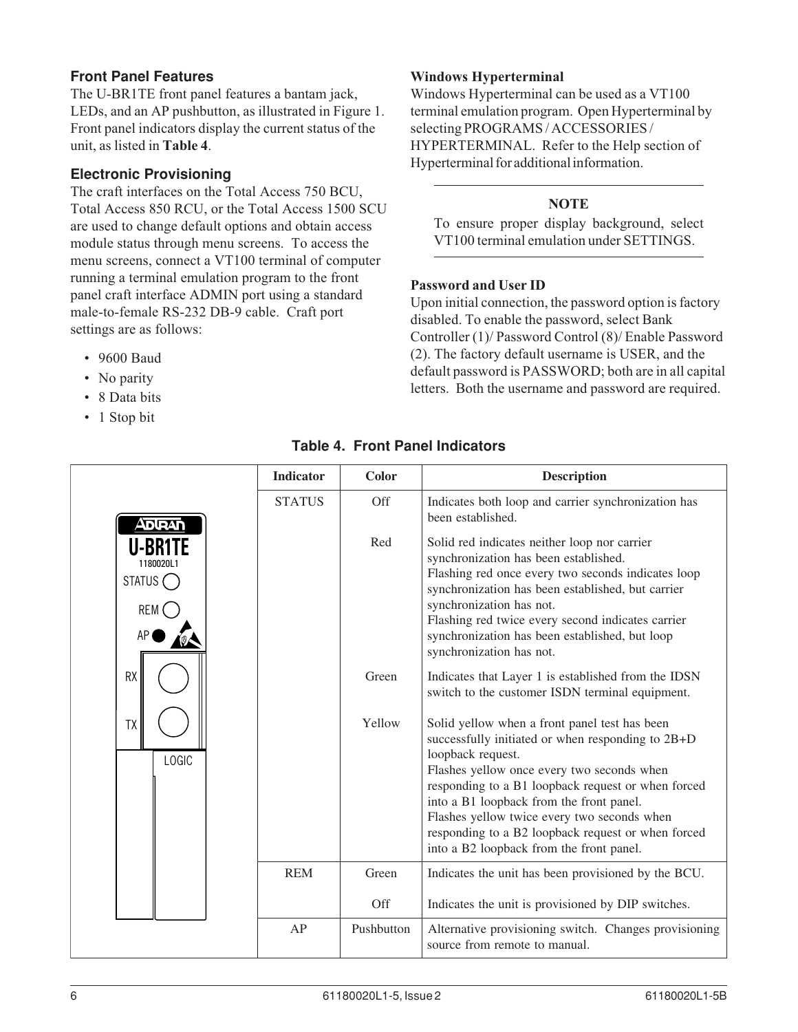## Front Panel Features

The U-BR1TE front panel features a bantam jack, LEDs, and an AP pushbutton, as illustrated in Figure 1. Front panel indicators display the current status of the unit, as listed in **Table 4**.

## Electronic Provisioning

The craft interfaces on the Total Access 750 BCU, Total Access 850 RCU, or the Total Access 1500 SCU are used to change default options and obtain access module status through menu screens. To access the menu screens, connect a VT100 terminal of computer running a terminal emulation program to the front panel craft interface ADMIN port using a standard male-to-female RS-232 DB-9 cable. Craft port settings are as follows:

- 9600 Baud
- No parity
- 8 Data bits
- 1 Stop bit

### Windows Hyperterminal

Windows Hyperterminal can be used as a VT100 terminal emulation program. Open Hyperterminal by selecting PROGRAMS / ACCESSORIES / HYPERTERMINAL. Refer to the Help section of Hyperterminal for additional information.

---

**NOTE**

To ensure proper display background, select VT100 terminal emulation under SETTINGS.

---

### Password and User ID

Upon initial connection, the password option is factory disabled. To enable the password, select Bank Controller (1)/ Password Control (8)/ Enable Password (2). The factory default username is USER, and the default password is PASSWORD; both are in all capital letters. Both the username and password are required.

**Table 4. Front Panel Indicators**

| Indicator | Color | Description |
|---|---|---|
| STATUS | Off | Indicates both loop and carrier synchronization has been established. |
| | Red | Solid red indicates neither loop nor carrier synchronization has been established.<br>Flashing red once every two seconds indicates loop synchronization has been established, but carrier synchronization has not.<br>Flashing red twice every second indicates carrier synchronization has been established, but loop synchronization has not. |
| | Green | Indicates that Layer 1 is established from the IDSN switch to the customer ISDN terminal equipment. |
| | Yellow | Solid yellow when a front panel test has been successfully initiated or when responding to 2B+D loopback request.<br>Flashes yellow once every two seconds when responding to a B1 loopback request or when forced into a B1 loopback from the front panel.<br>Flashes yellow twice every two seconds when responding to a B2 loopback request or when forced into a B2 loopback from the front panel. |
| REM | Green | Indicates the unit has been provisioned by the BCU. |
| | Off | Indicates the unit is provisioned by DIP switches. |
| AP | Pushbutton | Alternative provisioning switch. Changes provisioning source from remote to manual. |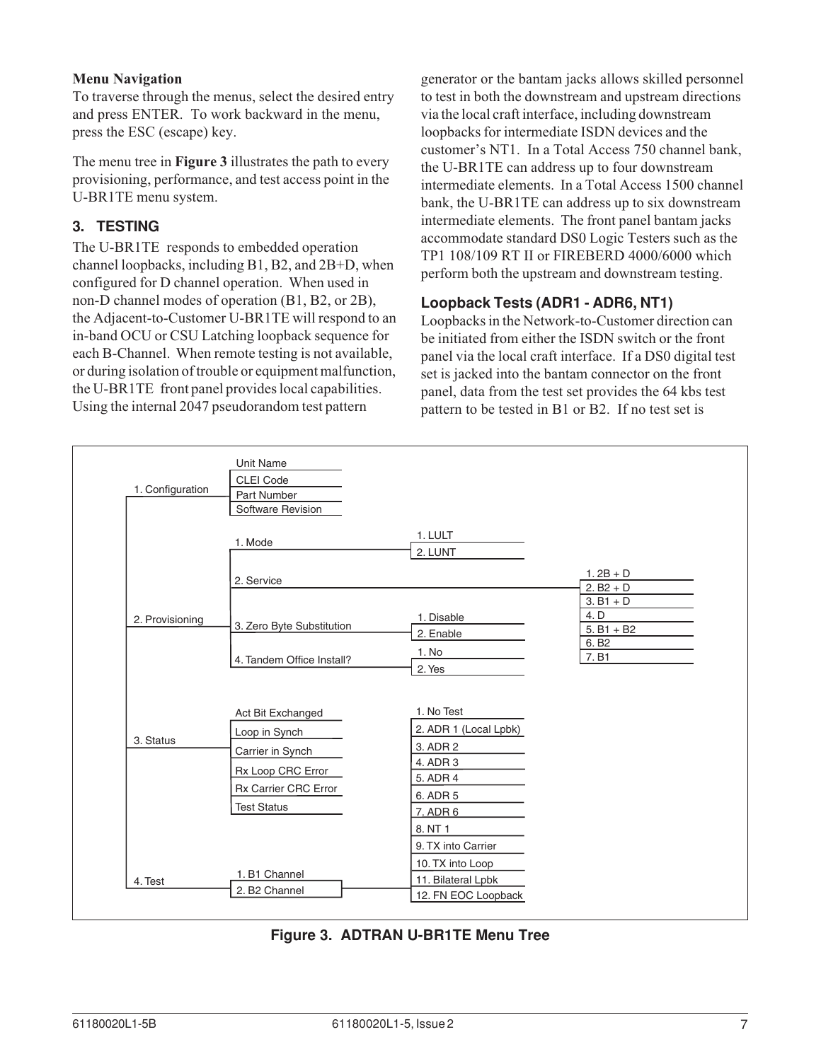**Menu Navigation**
To traverse through the menus, select the desired entry and press ENTER. To work backward in the menu, press the ESC (escape) key.

The menu tree in **Figure 3** illustrates the path to every provisioning, performance, and test access point in the U-BR1TE menu system.

## 3. TESTING

The U-BR1TE responds to embedded operation channel loopbacks, including B1, B2, and 2B+D, when configured for D channel operation. When used in non-D channel modes of operation (B1, B2, or 2B), the Adjacent-to-Customer U-BR1TE will respond to an in-band OCU or CSU Latching loopback sequence for each B-Channel. When remote testing is not available, or during isolation of trouble or equipment malfunction, the U-BR1TE front panel provides local capabilities. Using the internal 2047 pseudorandom test pattern generator or the bantam jacks allows skilled personnel to test in both the downstream and upstream directions via the local craft interface, including downstream loopbacks for intermediate ISDN devices and the customer's NT1. In a Total Access 750 channel bank, the U-BR1TE can address up to four downstream intermediate elements. In a Total Access 1500 channel bank, the U-BR1TE can address up to six downstream intermediate elements. The front panel bantam jacks accommodate standard DS0 Logic Testers such as the TP1 108/109 RT II or FIREBERD 4000/6000 which perform both the upstream and downstream testing.

### Loopback Tests (ADR1 - ADR6, NT1)

Loopbacks in the Network-to-Customer direction can be initiated from either the ISDN switch or the front panel via the local craft interface. If a DS0 digital test set is jacked into the bantam connector on the front panel, data from the test set provides the 64 kbs test pattern to be tested in B1 or B2. If no test set is

- 1. Configuration
  - Unit Name
  - CLEI Code
  - Part Number
  - Software Revision
- 2. Provisioning
  - 1. Mode
    - 1. LULT
    - 2. LUNT
  - 2. Service
    - 1. 2B + D
    - 2. B2 + D
    - 3. B1 + D
    - 4. D
    - 5. B1 + B2
    - 6. B2
    - 7. B1
  - 3. Zero Byte Substitution
    - 1. Disable
    - 2. Enable
  - 4. Tandem Office Install?
    - 1. No
    - 2. Yes
- 3. Status
  - Act Bit Exchanged
  - Loop in Synch
  - Carrier in Synch
  - Rx Loop CRC Error
  - Rx Carrier CRC Error
  - Test Status
- 4. Test
  - 1. B1 Channel
  - 2. B2 Channel
    - 1. No Test
    - 2. ADR 1 (Local Lpbk)
    - 3. ADR 2
    - 4. ADR 3
    - 5. ADR 4
    - 6. ADR 5
    - 7. ADR 6
    - 8. NT 1
    - 9. TX into Carrier
    - 10. TX into Loop
    - 11. Bilateral Lpbk
    - 12. FN EOC Loopback

**Figure 3. ADTRAN U-BR1TE Menu Tree**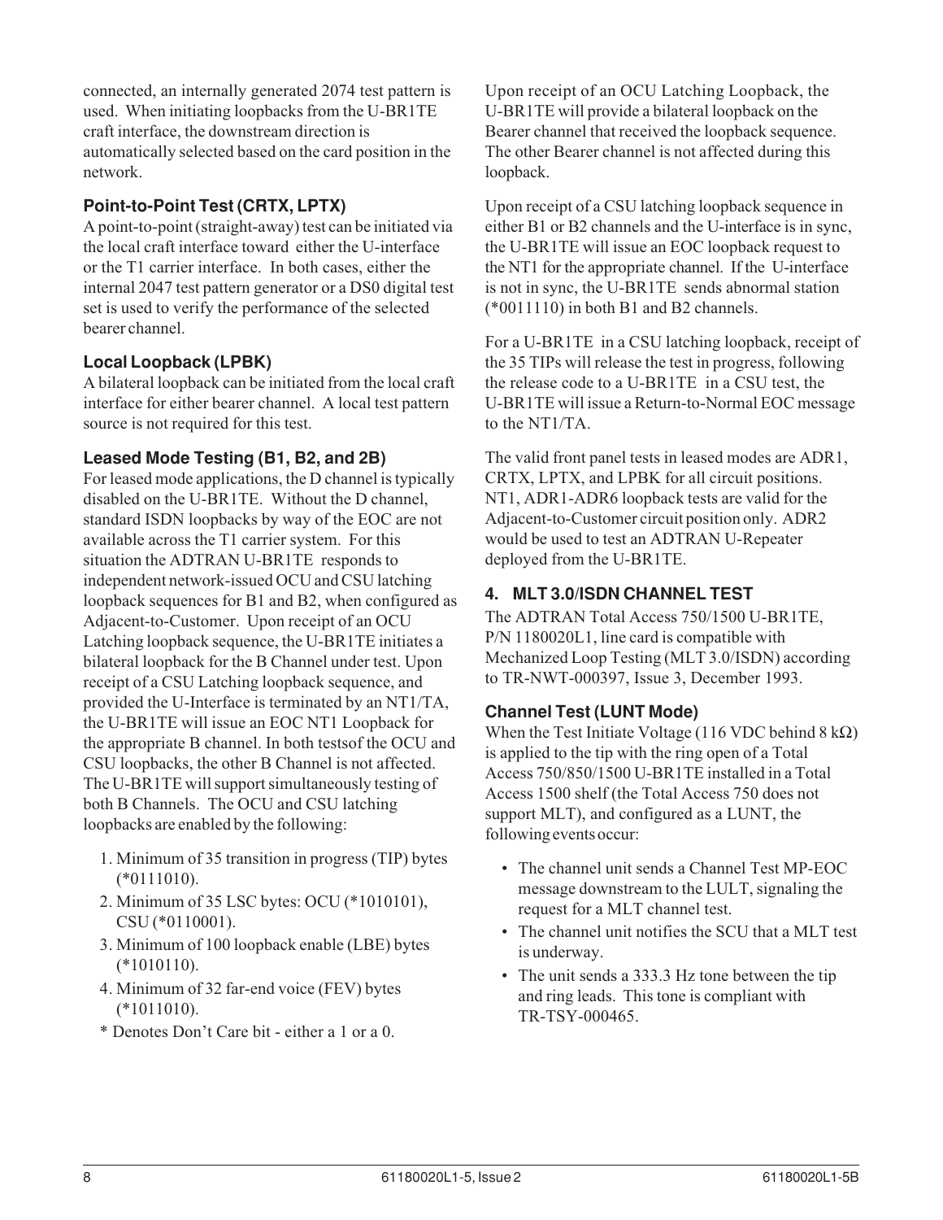connected, an internally generated 2074 test pattern is used. When initiating loopbacks from the U-BR1TE craft interface, the downstream direction is automatically selected based on the card position in the network.

### Point-to-Point Test (CRTX, LPTX)

A point-to-point (straight-away) test can be initiated via the local craft interface toward either the U-interface or the T1 carrier interface. In both cases, either the internal 2047 test pattern generator or a DS0 digital test set is used to verify the performance of the selected bearer channel.

### Local Loopback (LPBK)

A bilateral loopback can be initiated from the local craft interface for either bearer channel. A local test pattern source is not required for this test.

### Leased Mode Testing (B1, B2, and 2B)

For leased mode applications, the D channel is typically disabled on the U-BR1TE. Without the D channel, standard ISDN loopbacks by way of the EOC are not available across the T1 carrier system. For this situation the ADTRAN U-BR1TE responds to independent network-issued OCU and CSU latching loopback sequences for B1 and B2, when configured as Adjacent-to-Customer. Upon receipt of an OCU Latching loopback sequence, the U-BR1TE initiates a bilateral loopback for the B Channel under test. Upon receipt of a CSU Latching loopback sequence, and provided the U-Interface is terminated by an NT1/TA, the U-BR1TE will issue an EOC NT1 Loopback for the appropriate B channel. In both testsof the OCU and CSU loopbacks, the other B Channel is not affected. The U-BR1TE will support simultaneously testing of both B Channels. The OCU and CSU latching loopbacks are enabled by the following:

1. Minimum of 35 transition in progress (TIP) bytes (*0111010).
2. Minimum of 35 LSC bytes: OCU (*1010101), CSU (*0110001).
3. Minimum of 100 loopback enable (LBE) bytes (*1010110).
4. Minimum of 32 far-end voice (FEV) bytes (*1011010).

\* Denotes Don't Care bit - either a 1 or a 0.

Upon receipt of an OCU Latching Loopback, the U-BR1TE will provide a bilateral loopback on the Bearer channel that received the loopback sequence. The other Bearer channel is not affected during this loopback.

Upon receipt of a CSU latching loopback sequence in either B1 or B2 channels and the U-interface is in sync, the U-BR1TE will issue an EOC loopback request to the NT1 for the appropriate channel. If the U-interface is not in sync, the U-BR1TE sends abnormal station (*0011110) in both B1 and B2 channels.

For a U-BR1TE in a CSU latching loopback, receipt of the 35 TIPs will release the test in progress, following the release code to a U-BR1TE in a CSU test, the U-BR1TE will issue a Return-to-Normal EOC message to the NT1/TA.

The valid front panel tests in leased modes are ADR1, CRTX, LPTX, and LPBK for all circuit positions. NT1, ADR1-ADR6 loopback tests are valid for the Adjacent-to-Customer circuit position only. ADR2 would be used to test an ADTRAN U-Repeater deployed from the U-BR1TE.

## 4. MLT 3.0/ISDN CHANNEL TEST

The ADTRAN Total Access 750/1500 U-BR1TE, P/N 1180020L1, line card is compatible with Mechanized Loop Testing (MLT 3.0/ISDN) according to TR-NWT-000397, Issue 3, December 1993.

### Channel Test (LUNT Mode)

When the Test Initiate Voltage (116 VDC behind 8 kΩ) is applied to the tip with the ring open of a Total Access 750/850/1500 U-BR1TE installed in a Total Access 1500 shelf (the Total Access 750 does not support MLT), and configured as a LUNT, the following events occur:

- The channel unit sends a Channel Test MP-EOC message downstream to the LULT, signaling the request for a MLT channel test.
- The channel unit notifies the SCU that a MLT test is underway.
- The unit sends a 333.3 Hz tone between the tip and ring leads. This tone is compliant with TR-TSY-000465.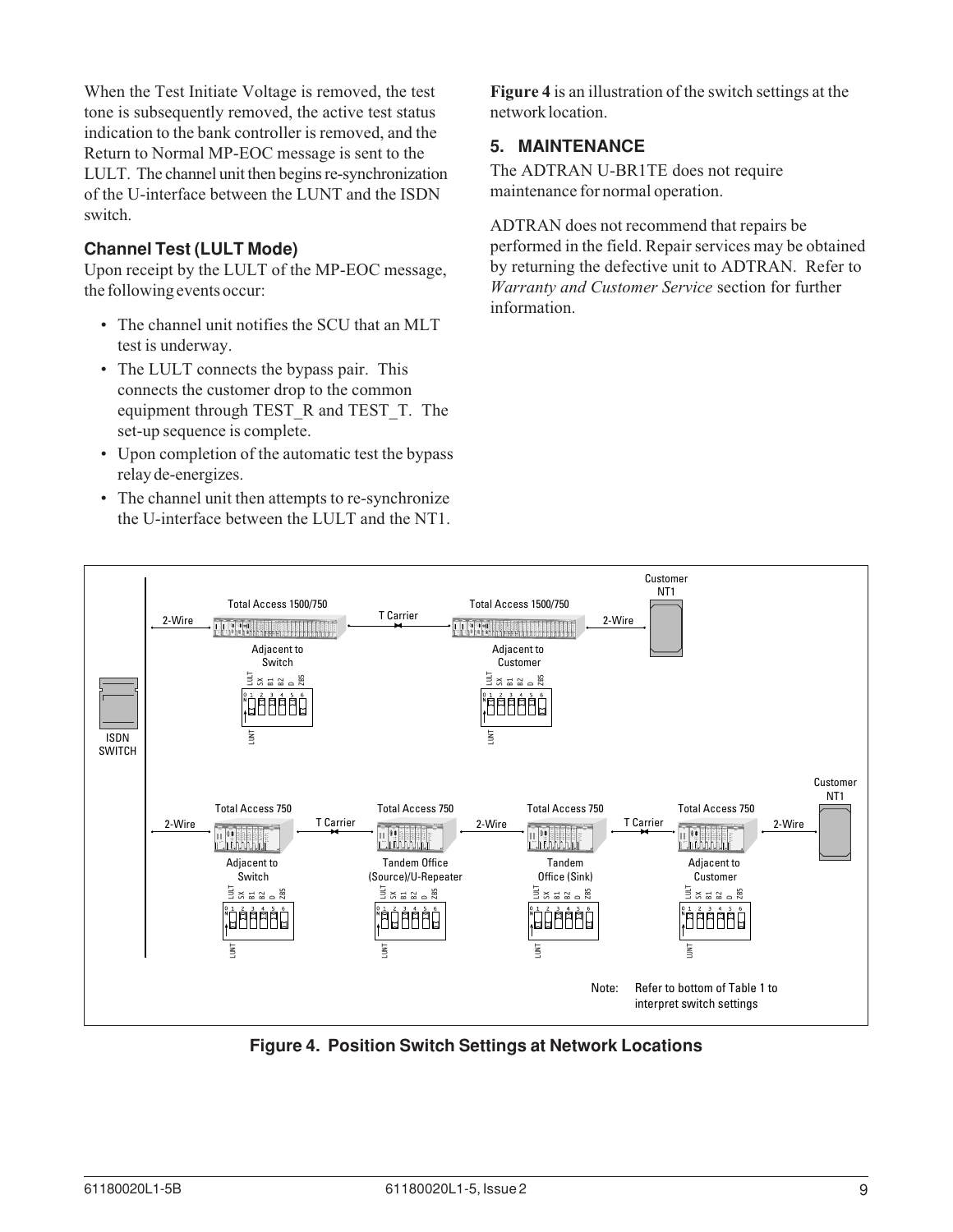When the Test Initiate Voltage is removed, the test tone is subsequently removed, the active test status indication to the bank controller is removed, and the Return to Normal MP-EOC message is sent to the LULT. The channel unit then begins re-synchronization of the U-interface between the LUNT and the ISDN switch.

### Channel Test (LULT Mode)

Upon receipt by the LULT of the MP-EOC message, the following events occur:

- The channel unit notifies the SCU that an MLT test is underway.
- The LULT connects the bypass pair. This connects the customer drop to the common equipment through TEST_R and TEST_T. The set-up sequence is complete.
- Upon completion of the automatic test the bypass relay de-energizes.
- The channel unit then attempts to re-synchronize the U-interface between the LULT and the NT1.

**Figure 4** is an illustration of the switch settings at the network location.

## 5. MAINTENANCE

The ADTRAN U-BR1TE does not require maintenance for normal operation.

ADTRAN does not recommend that repairs be performed in the field. Repair services may be obtained by returning the defective unit to ADTRAN. Refer to *Warranty and Customer Service* section for further information.

**Figure 4. Position Switch Settings at Network Locations**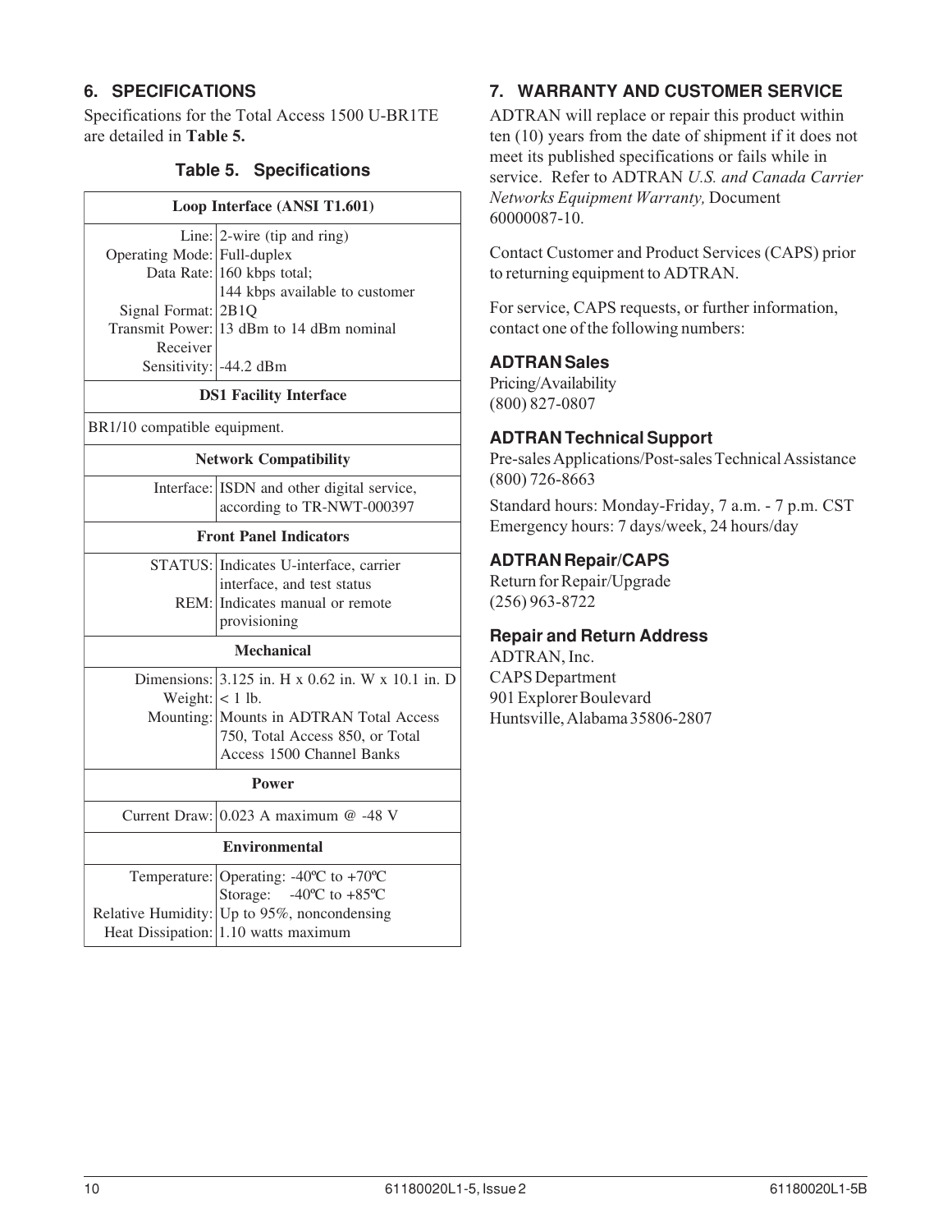## 6. SPECIFICATIONS

Specifications for the Total Access 1500 U-BR1TE are detailed in **Table 5.**

**Table 5. Specifications**

| | |
|---|---|
| **Loop Interface (ANSI T1.601)** | |
| Line: | 2-wire (tip and ring) |
| Operating Mode: | Full-duplex |
| Data Rate: | 160 kbps total; 144 kbps available to customer |
| Signal Format: | 2B1Q |
| Transmit Power: | 13 dBm to 14 dBm nominal |
| Receiver Sensitivity: | -44.2 dBm |
| **DS1 Facility Interface** | |
| BR1/10 compatible equipment. | |
| **Network Compatibility** | |
| Interface: | ISDN and other digital service, according to TR-NWT-000397 |
| **Front Panel Indicators** | |
| STATUS: | Indicates U-interface, carrier interface, and test status |
| REM: | Indicates manual or remote provisioning |
| **Mechanical** | |
| Dimensions: | 3.125 in. H x 0.62 in. W x 10.1 in. D |
| Weight: | < 1 lb. |
| Mounting: | Mounts in ADTRAN Total Access 750, Total Access 850, or Total Access 1500 Channel Banks |
| **Power** | |
| Current Draw: | 0.023 A maximum @ -48 V |
| **Environmental** | |
| Temperature: | Operating: -40ºC to +70ºC<br>Storage: -40ºC to +85ºC |
| Relative Humidity: | Up to 95%, noncondensing |
| Heat Dissipation: | 1.10 watts maximum |

## 7. WARRANTY AND CUSTOMER SERVICE

ADTRAN will replace or repair this product within ten (10) years from the date of shipment if it does not meet its published specifications or fails while in service. Refer to ADTRAN *U.S. and Canada Carrier Networks Equipment Warranty,* Document 60000087-10.

Contact Customer and Product Services (CAPS) prior to returning equipment to ADTRAN.

For service, CAPS requests, or further information, contact one of the following numbers:

### ADTRAN Sales

Pricing/Availability
(800) 827-0807

### ADTRAN Technical Support

Pre-sales Applications/Post-sales Technical Assistance
(800) 726-8663

Standard hours: Monday-Friday, 7 a.m. - 7 p.m. CST
Emergency hours: 7 days/week, 24 hours/day

### ADTRAN Repair/CAPS

Return for Repair/Upgrade
(256) 963-8722

### Repair and Return Address

ADTRAN, Inc.
CAPS Department
901 Explorer Boulevard
Huntsville, Alabama 35806-2807